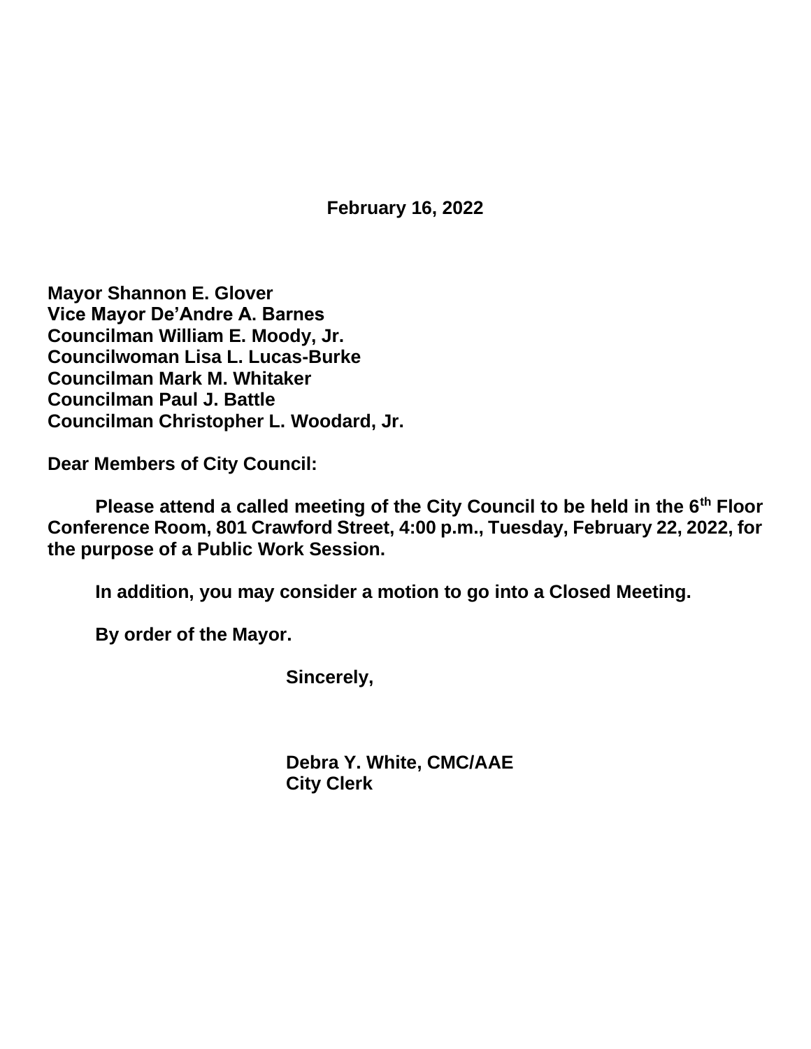**February 16, 2022**

**Mayor Shannon E. Glover**
**Vice Mayor De'Andre A. Barnes**
**Councilman William E. Moody, Jr.**
**Councilwoman Lisa L. Lucas-Burke**
**Councilman Mark M. Whitaker**
**Councilman Paul J. Battle**
**Councilman Christopher L. Woodard, Jr.**

**Dear Members of City Council:**

**Please attend a called meeting of the City Council to be held in the 6th Floor Conference Room, 801 Crawford Street, 4:00 p.m., Tuesday, February 22, 2022, for the purpose of a Public Work Session.**

**In addition, you may consider a motion to go into a Closed Meeting.**

**By order of the Mayor.**

**Sincerely,**

**Debra Y. White, CMC/AAE**
**City Clerk**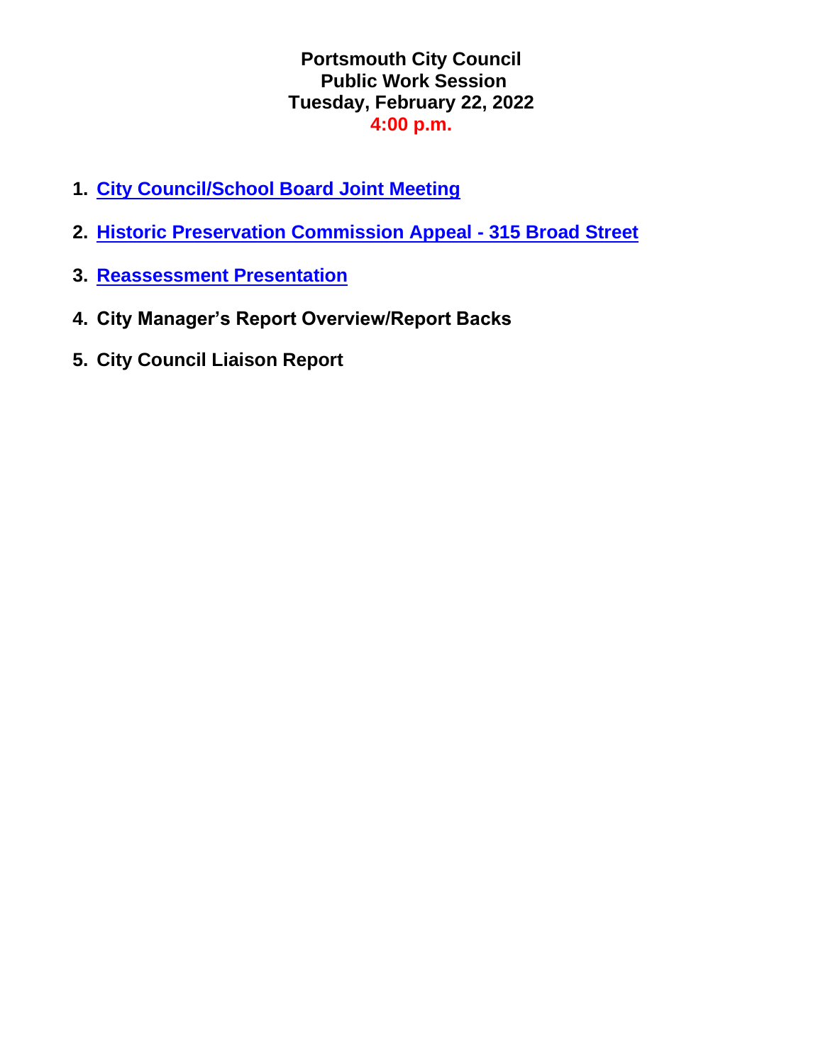# Portsmouth City Council
## Public Work Session
## Tuesday, February 22, 2022
## 4:00 p.m.

1. **City Council/School Board Joint Meeting**
2. **Historic Preservation Commission Appeal - 315 Broad Street**
3. **Reassessment Presentation**
4. **City Manager's Report Overview/Report Backs**
5. **City Council Liaison Report**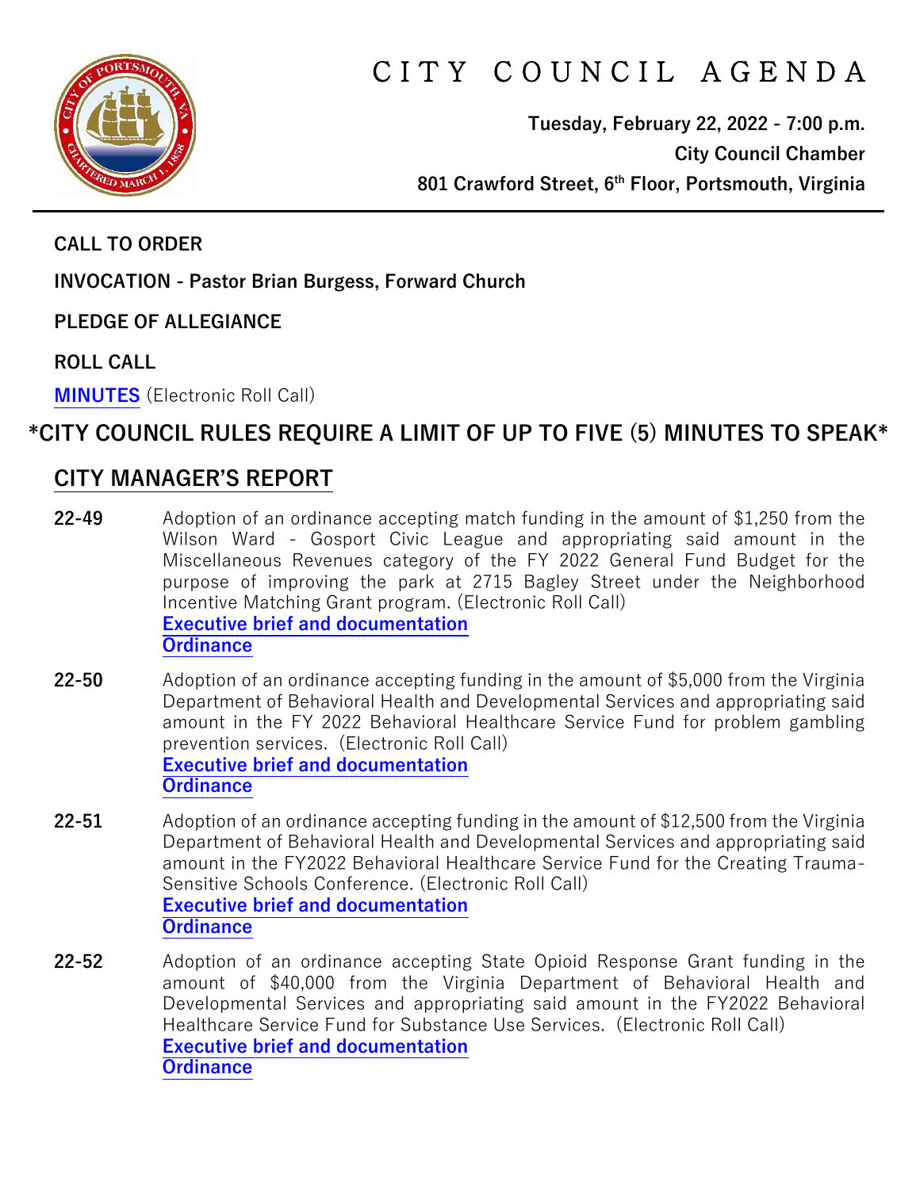# CITY COUNCIL AGENDA

**Tuesday, February 22, 2022 - 7:00 p.m.**
**City Council Chamber**
**801 Crawford Street, 6th Floor, Portsmouth, Virginia**

**CALL TO ORDER**

**INVOCATION - Pastor Brian Burgess, Forward Church**

**PLEDGE OF ALLEGIANCE**

**ROLL CALL**

**MINUTES** (Electronic Roll Call)

## *CITY COUNCIL RULES REQUIRE A LIMIT OF UP TO FIVE (5) MINUTES TO SPEAK*

## CITY MANAGER'S REPORT

**22-49** Adoption of an ordinance accepting match funding in the amount of $1,250 from the Wilson Ward - Gosport Civic League and appropriating said amount in the Miscellaneous Revenues category of the FY 2022 General Fund Budget for the purpose of improving the park at 2715 Bagley Street under the Neighborhood Incentive Matching Grant program. (Electronic Roll Call)
**Executive brief and documentation**
**Ordinance**

**22-50** Adoption of an ordinance accepting funding in the amount of $5,000 from the Virginia Department of Behavioral Health and Developmental Services and appropriating said amount in the FY 2022 Behavioral Healthcare Service Fund for problem gambling prevention services. (Electronic Roll Call)
**Executive brief and documentation**
**Ordinance**

**22-51** Adoption of an ordinance accepting funding in the amount of $12,500 from the Virginia Department of Behavioral Health and Developmental Services and appropriating said amount in the FY2022 Behavioral Healthcare Service Fund for the Creating Trauma-Sensitive Schools Conference. (Electronic Roll Call)
**Executive brief and documentation**
**Ordinance**

**22-52** Adoption of an ordinance accepting State Opioid Response Grant funding in the amount of $40,000 from the Virginia Department of Behavioral Health and Developmental Services and appropriating said amount in the FY2022 Behavioral Healthcare Service Fund for Substance Use Services. (Electronic Roll Call)
**Executive brief and documentation**
**Ordinance**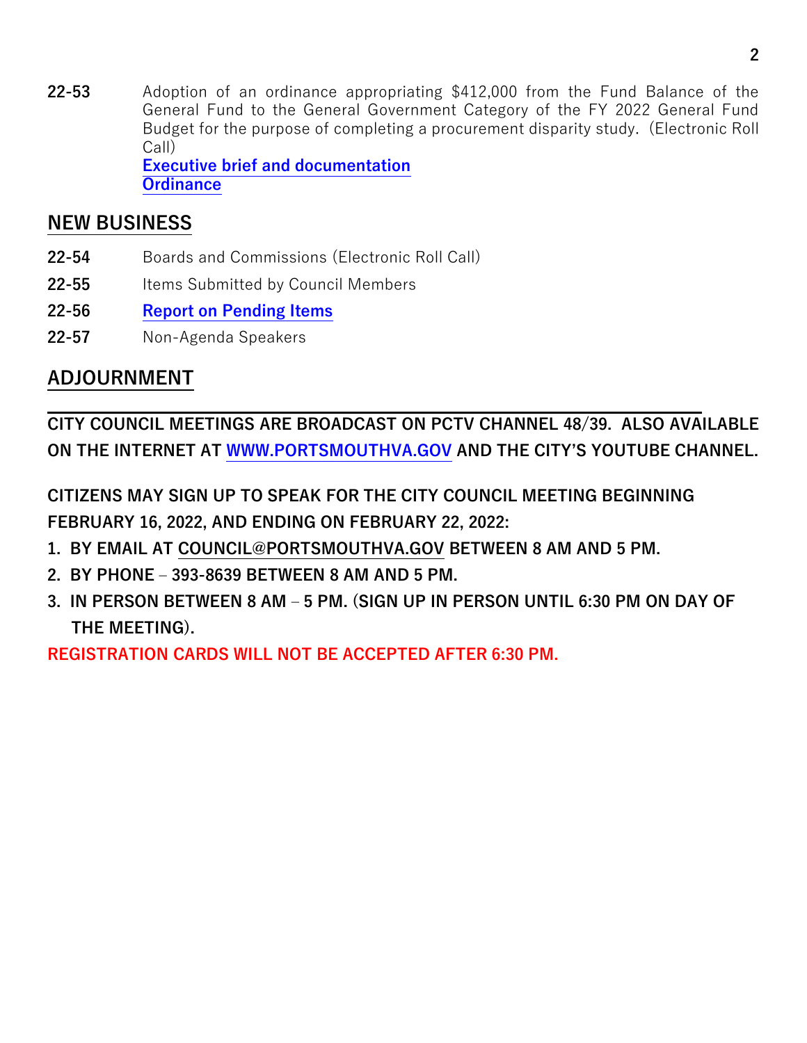**22-53** Adoption of an ordinance appropriating $412,000 from the Fund Balance of the General Fund to the General Government Category of the FY 2022 General Fund Budget for the purpose of completing a procurement disparity study. (Electronic Roll Call)
**Executive brief and documentation**
**Ordinance**

## NEW BUSINESS

**22-54** Boards and Commissions (Electronic Roll Call)

**22-55** Items Submitted by Council Members

**22-56** **Report on Pending Items**

**22-57** Non-Agenda Speakers

## ADJOURNMENT

---

**CITY COUNCIL MEETINGS ARE BROADCAST ON PCTV CHANNEL 48/39. ALSO AVAILABLE ON THE INTERNET AT WWW.PORTSMOUTHVA.GOV AND THE CITY'S YOUTUBE CHANNEL.**

**CITIZENS MAY SIGN UP TO SPEAK FOR THE CITY COUNCIL MEETING BEGINNING FEBRUARY 16, 2022, AND ENDING ON FEBRUARY 22, 2022:**

1. **BY EMAIL AT COUNCIL@PORTSMOUTHVA.GOV BETWEEN 8 AM AND 5 PM.**
2. **BY PHONE – 393-8639 BETWEEN 8 AM AND 5 PM.**
3. **IN PERSON BETWEEN 8 AM – 5 PM. (SIGN UP IN PERSON UNTIL 6:30 PM ON DAY OF THE MEETING).**

**REGISTRATION CARDS WILL NOT BE ACCEPTED AFTER 6:30 PM.**